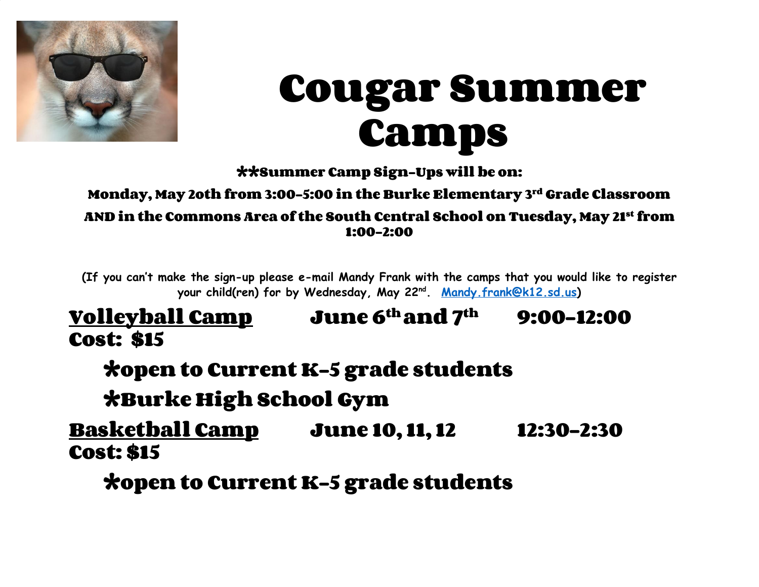# Cougar Summer Camps

**\*\*Summer Camp Sign-Ups will be on:**

**Monday, May 20th from 3:00-5:00 in the Burke Elementary 3rd Grade Classroom**

**AND in the Commons Area of the South Central School on Tuesday, May 21st from 1:00-2:00**

(If you can't make the sign-up please e-mail Mandy Frank with the camps that you would like to register your child(ren) for by Wednesday, May 22nd. Mandy.frank@k12.sd.us)

**<u>Volleyball Camp</u>** **June 6th and 7th** **9:00-12:00**
**Cost: $15**

- **\*open to Current K-5 grade students**
- **\*Burke High School Gym**

**<u>Basketball Camp</u>** **June 10, 11, 12** **12:30-2:30**
**Cost: $15**

- **\*open to Current K-5 grade students**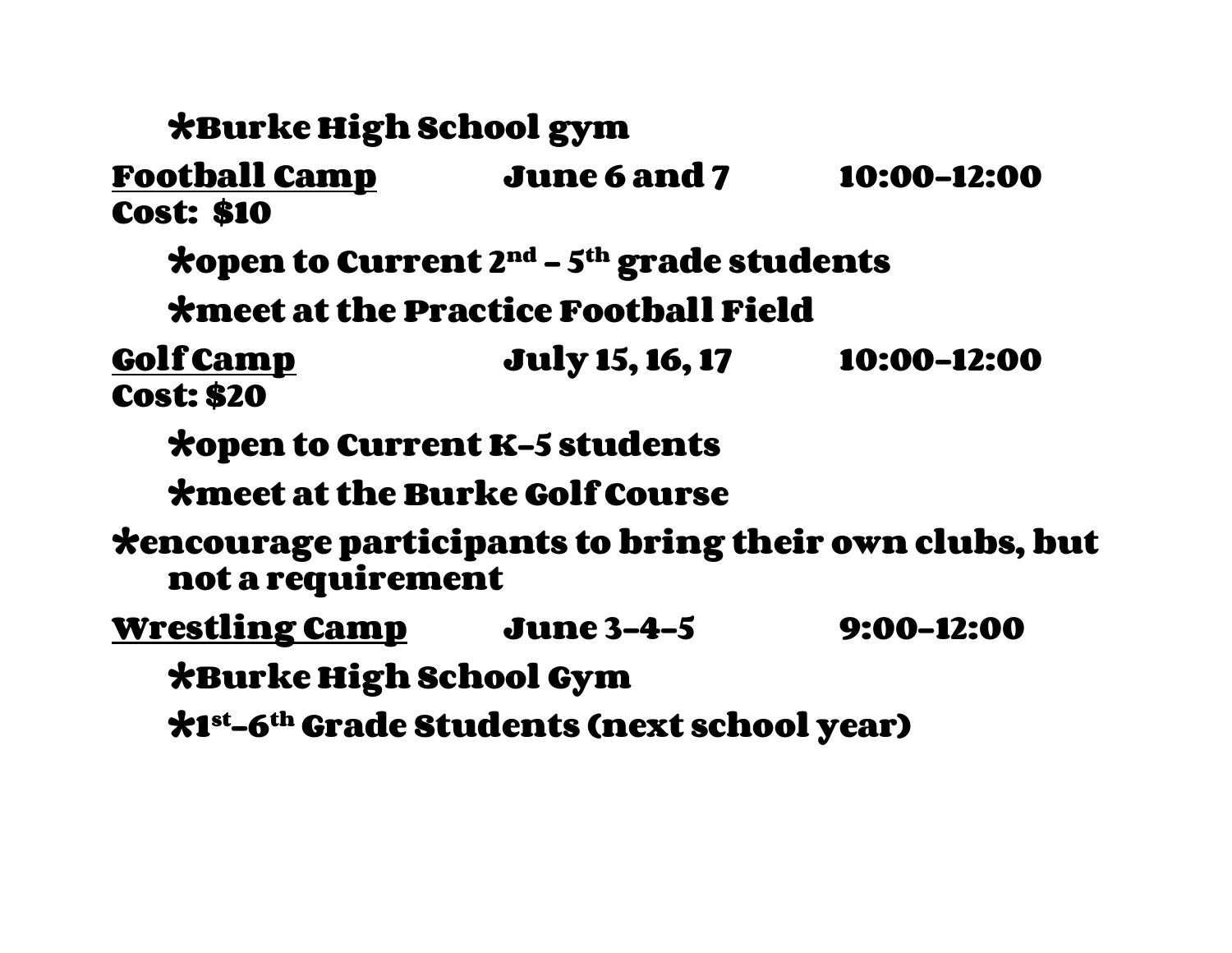*Burke High School gym

**<u>Football Camp</u>** **June 6 and 7** **10:00-12:00**
**Cost: $10**

*open to Current 2nd – 5th grade students

*meet at the Practice Football Field

**<u>Golf Camp</u>** **July 15, 16, 17** **10:00-12:00**
**Cost: $20**

*open to Current K-5 students

*meet at the Burke Golf Course

*encourage participants to bring their own clubs, but not a requirement

**<u>Wrestling Camp</u>** **June 3-4-5** **9:00-12:00**

*Burke High School Gym

*1st-6th Grade Students (next school year)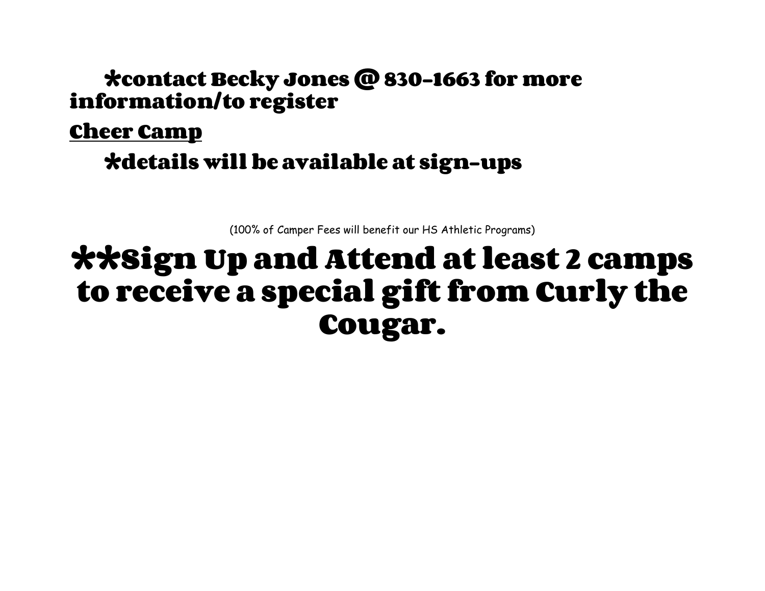*contact Becky Jones @ 830-1663 for more information/to register

<u>Cheer Camp</u>

*details will be available at sign-ups

(100% of Camper Fees will benefit our HS Athletic Programs)

# **Sign Up and Attend at least 2 camps to receive a special gift from Curly the Cougar.